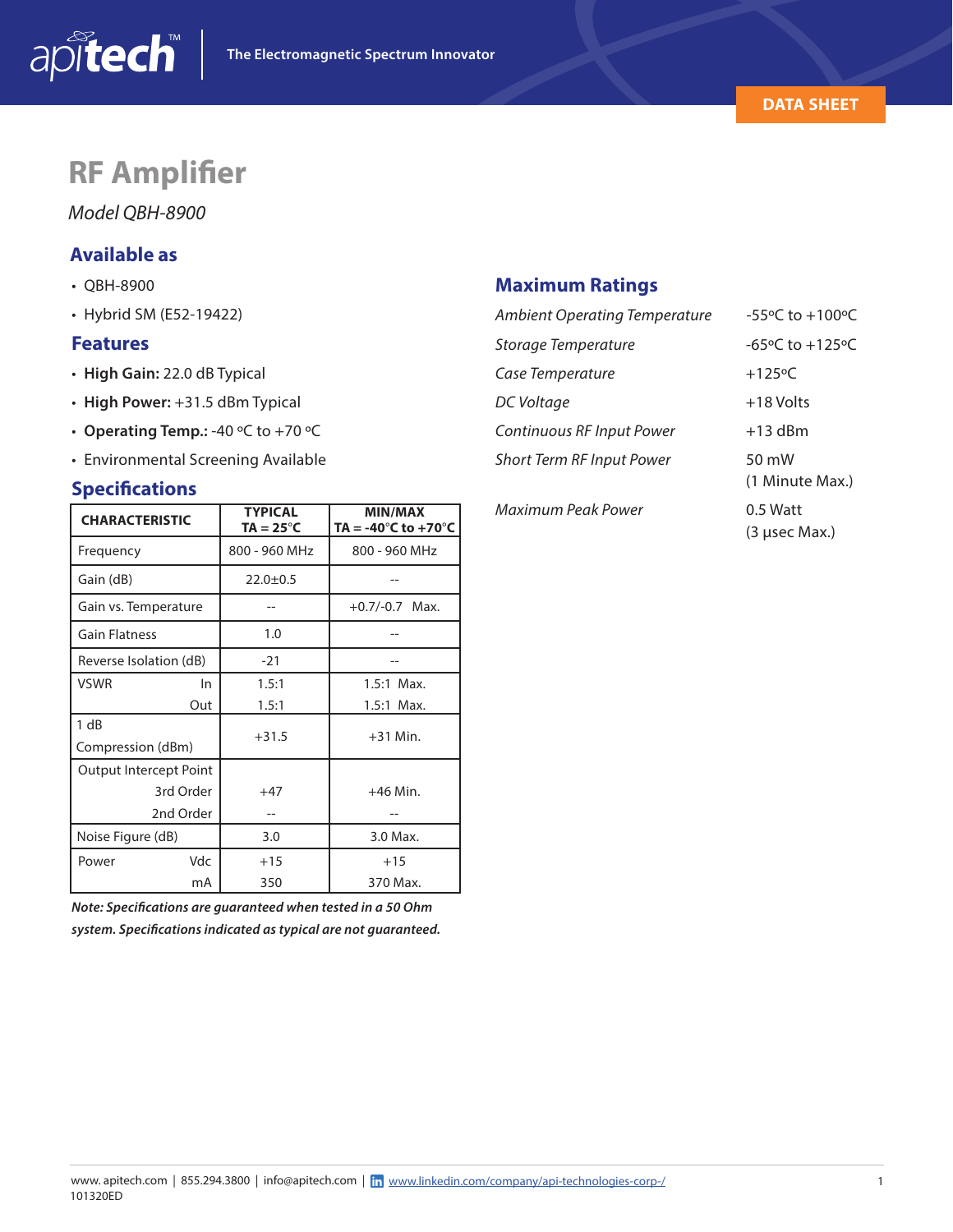apitech™ | The Electromagnetic Spectrum Innovator

DATA SHEET

# RF Amplifier

*Model QBH-8900*

## Available as

- QBH-8900
- Hybrid SM (E52-19422)

## Features

- **High Gain:** 22.0 dB Typical
- **High Power:** +31.5 dBm Typical
- **Operating Temp.:** -40 ºC to +70 ºC
- Environmental Screening Available

## Specifications

| CHARACTERISTIC | TYPICAL TA = 25°C | MIN/MAX TA = -40°C to +70°C |
|---|---|---|
| Frequency | 800 - 960 MHz | 800 - 960 MHz |
| Gain (dB) | 22.0±0.5 | -- |
| Gain vs. Temperature | -- | +0.7/-0.7 Max. |
| Gain Flatness | 1.0 | -- |
| Reverse Isolation (dB) | -21 | -- |
| VSWR In | 1.5:1 | 1.5:1 Max. |
| VSWR Out | 1.5:1 | 1.5:1 Max. |
| 1 dB Compression (dBm) | +31.5 | +31 Min. |
| Output Intercept Point 3rd Order | +47 | +46 Min. |
| Output Intercept Point 2nd Order | -- | -- |
| Noise Figure (dB) | 3.0 | 3.0 Max. |
| Power Vdc | +15 | +15 |
| Power mA | 350 | 370 Max. |

***Note: Specifications are guaranteed when tested in a 50 Ohm system. Specifications indicated as typical are not guaranteed.***

## Maximum Ratings

| | |
|---|---|
| *Ambient Operating Temperature* | -55ºC to +100ºC |
| *Storage Temperature* | -65ºC to +125ºC |
| *Case Temperature* | +125ºC |
| *DC Voltage* | +18 Volts |
| *Continuous RF Input Power* | +13 dBm |
| *Short Term RF Input Power* | 50 mW (1 Minute Max.) |
| *Maximum Peak Power* | 0.5 Watt (3 µsec Max.) |

www. apitech.com | 855.294.3800 | info@apitech.com | www.linkedin.com/company/api-technologies-corp-/
101320ED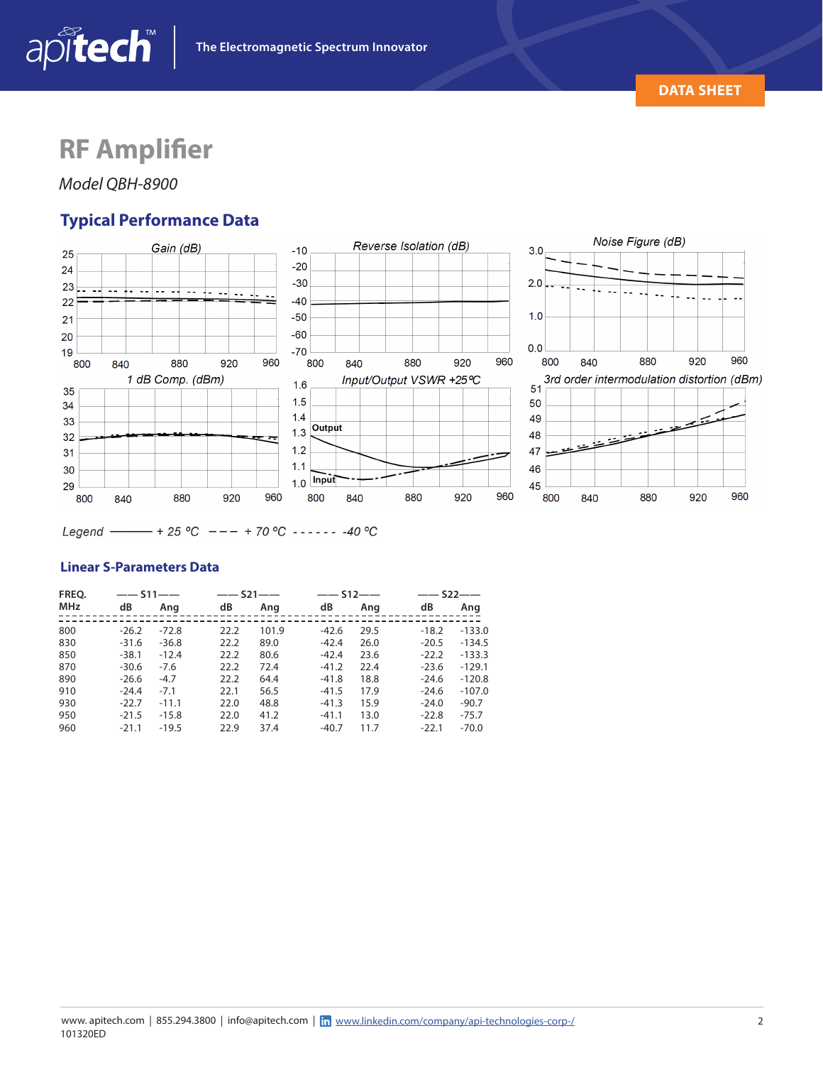# RF Amplifier

*Model QBH-8900*

## Typical Performance Data

Gain (dB)
25
24
23
22
21
20
19
800 840 880 920 960

Reverse Isolation (dB)
-10
-20
-30
-40
-50
-60
-70
800 840 880 920 960

Noise Figure (dB)
3.0
2.0
1.0
0.0
800 840 880 920 960

1 dB Comp. (dBm)
35
34
33
32
31
30
29
800 840 880 920 960

Input/Output VSWR +25°C
1.6
1.5
1.4
1.3
1.2
1.1
1.0
Output
Input
800 840 880 920 960

3rd order intermodulation distortion (dBm)
51
50
49
48
47
46
45
800 840 880 920 960

*Legend* ——— *+ 25 °C* — — — *+ 70 °C* - - - - - - *-40 °C*

### Linear S-Parameters Data

| FREQ. MHz | S11 dB | S11 Ang | S21 dB | S21 Ang | S12 dB | S12 Ang | S22 dB | S22 Ang |
|---|---|---|---|---|---|---|---|---|
| 800 | -26.2 | -72.8 | 22.2 | 101.9 | -42.6 | 29.5 | -18.2 | -133.0 |
| 830 | -31.6 | -36.8 | 22.2 | 89.0 | -42.4 | 26.0 | -20.5 | -134.5 |
| 850 | -38.1 | -12.4 | 22.2 | 80.6 | -42.4 | 23.6 | -22.2 | -133.3 |
| 870 | -30.6 | -7.6 | 22.2 | 72.4 | -41.2 | 22.4 | -23.6 | -129.1 |
| 890 | -26.6 | -4.7 | 22.2 | 64.4 | -41.8 | 18.8 | -24.6 | -120.8 |
| 910 | -24.4 | -7.1 | 22.1 | 56.5 | -41.5 | 17.9 | -24.6 | -107.0 |
| 930 | -22.7 | -11.1 | 22.0 | 48.8 | -41.3 | 15.9 | -24.0 | -90.7 |
| 950 | -21.5 | -15.8 | 22.0 | 41.2 | -41.1 | 13.0 | -22.8 | -75.7 |
| 960 | -21.1 | -19.5 | 22.9 | 37.4 | -40.7 | 11.7 | -22.1 | -70.0 |

www.apitech.com | 855.294.3800 | info@apitech.com | www.linkedin.com/company/api-technologies-corp-/
101320ED